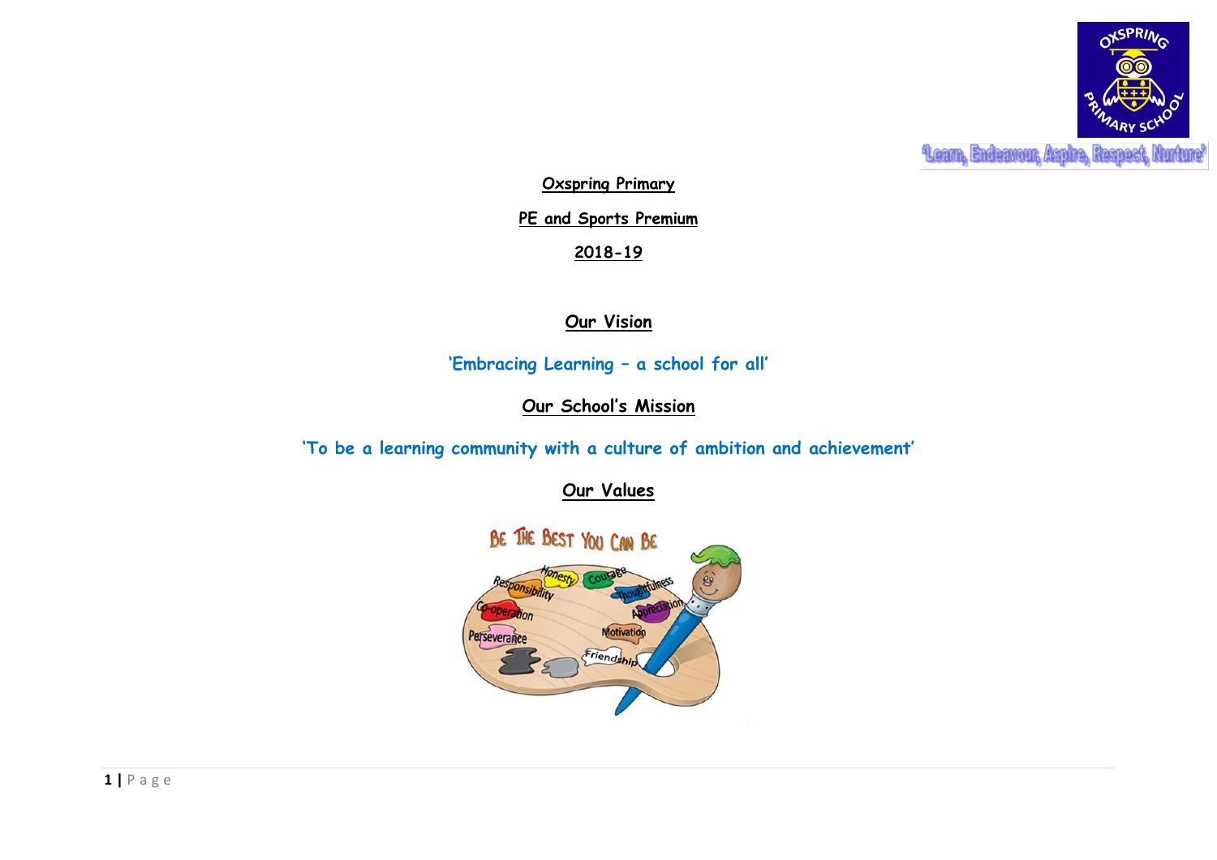'Learn, Endeavour, Aspire, Respect, Nurture'

**Oxspring Primary**

**PE and Sports Premium**

**2018-19**

## Our Vision

'Embracing Learning – a school for all'

## Our School's Mission

'To be a learning community with a culture of ambition and achievement'

## Our Values

BE THE BEST YOU CAN BE

Honesty, Courage, Responsibility, Thoughtfulness, Co-operation, Appreciation, Perseverance, Motivation, Friendship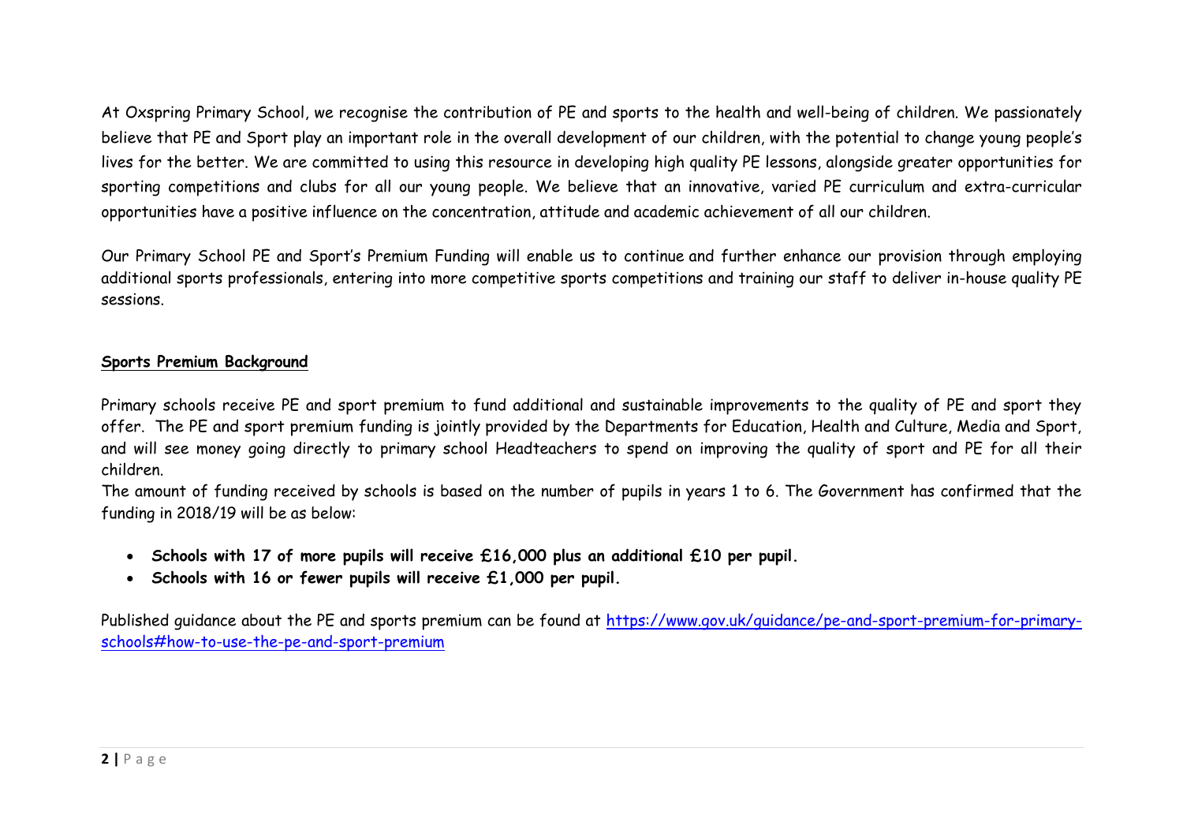At Oxspring Primary School, we recognise the contribution of PE and sports to the health and well-being of children. We passionately believe that PE and Sport play an important role in the overall development of our children, with the potential to change young people's lives for the better. We are committed to using this resource in developing high quality PE lessons, alongside greater opportunities for sporting competitions and clubs for all our young people. We believe that an innovative, varied PE curriculum and extra-curricular opportunities have a positive influence on the concentration, attitude and academic achievement of all our children.

Our Primary School PE and Sport's Premium Funding will enable us to continue and further enhance our provision through employing additional sports professionals, entering into more competitive sports competitions and training our staff to deliver in-house quality PE sessions.

**Sports Premium Background**

Primary schools receive PE and sport premium to fund additional and sustainable improvements to the quality of PE and sport they offer. The PE and sport premium funding is jointly provided by the Departments for Education, Health and Culture, Media and Sport, and will see money going directly to primary school Headteachers to spend on improving the quality of sport and PE for all their children.
The amount of funding received by schools is based on the number of pupils in years 1 to 6. The Government has confirmed that the funding in 2018/19 will be as below:

- **Schools with 17 of more pupils will receive £16,000 plus an additional £10 per pupil.**
- **Schools with 16 or fewer pupils will receive £1,000 per pupil.**

Published guidance about the PE and sports premium can be found at https://www.gov.uk/guidance/pe-and-sport-premium-for-primary-schools#how-to-use-the-pe-and-sport-premium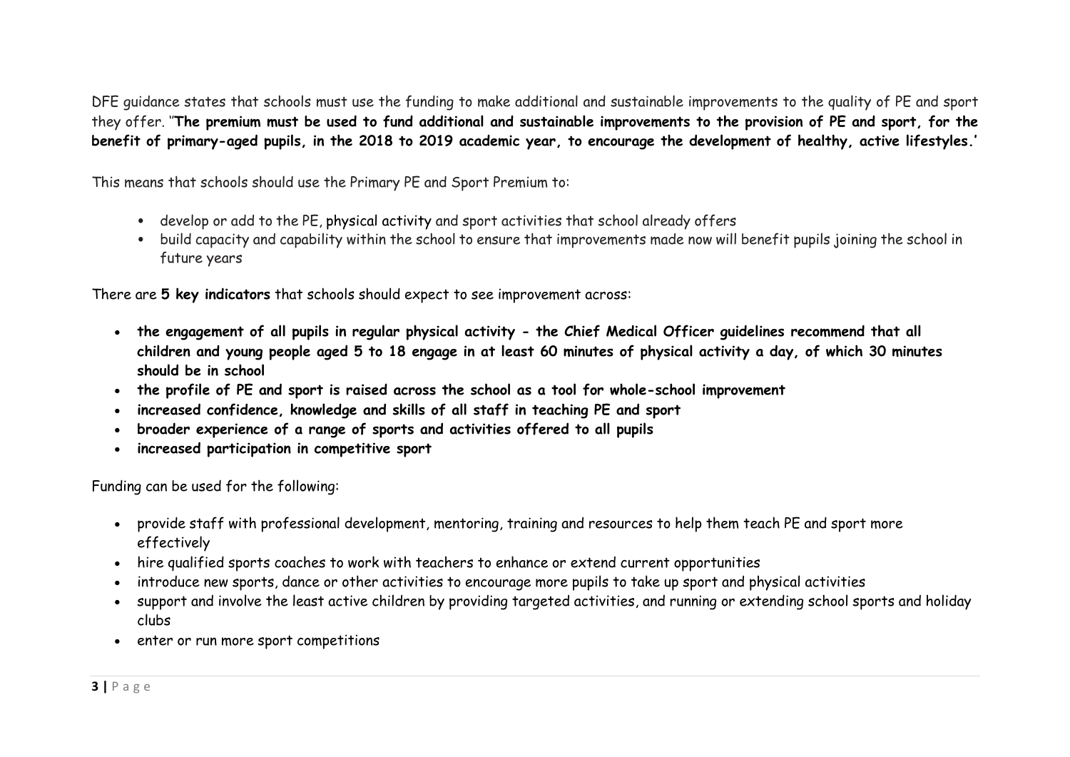DFE guidance states that schools must use the funding to make additional and sustainable improvements to the quality of PE and sport they offer. ''**The premium must be used to fund additional and sustainable improvements to the provision of PE and sport, for the benefit of primary-aged pupils, in the 2018 to 2019 academic year, to encourage the development of healthy, active lifestyles.**'

This means that schools should use the Primary PE and Sport Premium to:

- develop or add to the PE, physical activity and sport activities that school already offers
- build capacity and capability within the school to ensure that improvements made now will benefit pupils joining the school in future years

There are **5 key indicators** that schools should expect to see improvement across:

- **the engagement of all pupils in regular physical activity - the Chief Medical Officer guidelines recommend that all children and young people aged 5 to 18 engage in at least 60 minutes of physical activity a day, of which 30 minutes should be in school**
- **the profile of PE and sport is raised across the school as a tool for whole-school improvement**
- **increased confidence, knowledge and skills of all staff in teaching PE and sport**
- **broader experience of a range of sports and activities offered to all pupils**
- **increased participation in competitive sport**

Funding can be used for the following:

- provide staff with professional development, mentoring, training and resources to help them teach PE and sport more effectively
- hire qualified sports coaches to work with teachers to enhance or extend current opportunities
- introduce new sports, dance or other activities to encourage more pupils to take up sport and physical activities
- support and involve the least active children by providing targeted activities, and running or extending school sports and holiday clubs
- enter or run more sport competitions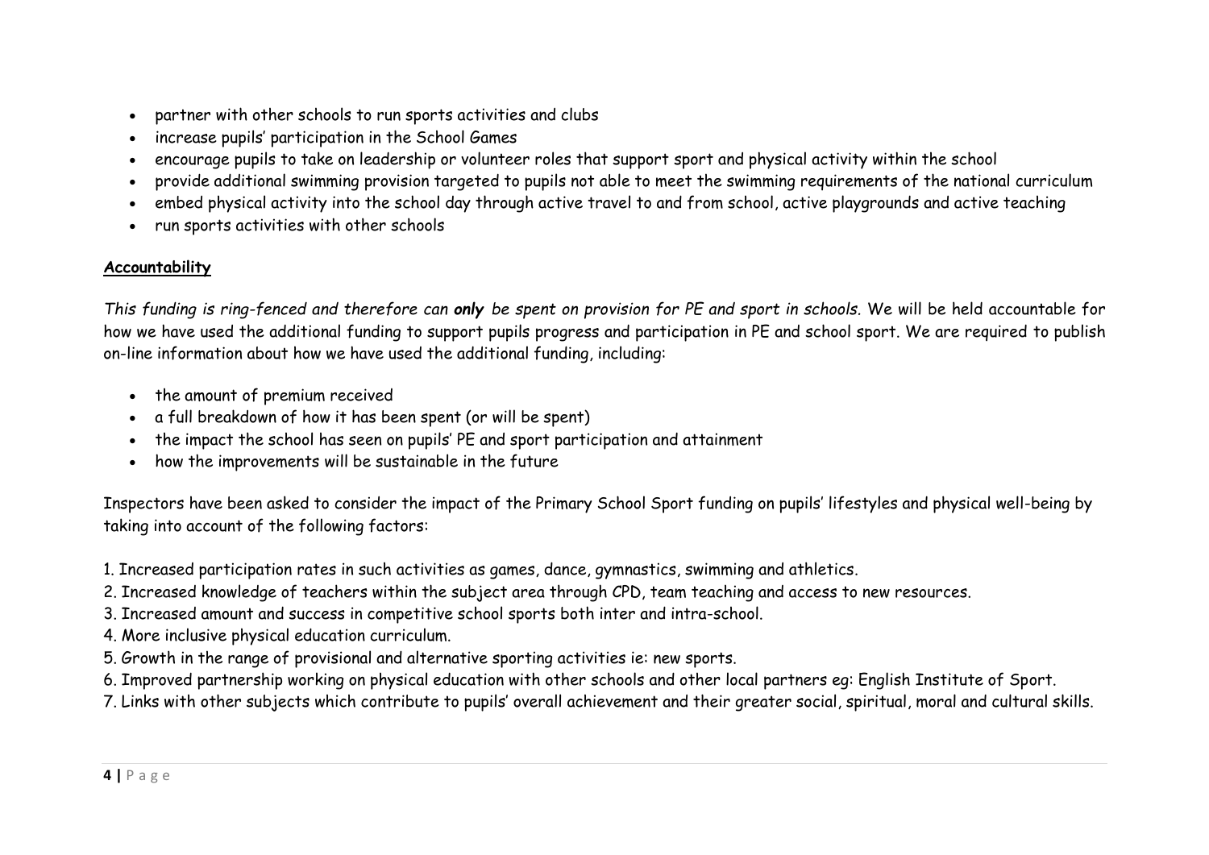- partner with other schools to run sports activities and clubs
- increase pupils' participation in the School Games
- encourage pupils to take on leadership or volunteer roles that support sport and physical activity within the school
- provide additional swimming provision targeted to pupils not able to meet the swimming requirements of the national curriculum
- embed physical activity into the school day through active travel to and from school, active playgrounds and active teaching
- run sports activities with other schools

**Accountability**

*This funding is ring-fenced and therefore can **only** be spent on provision for PE and sport in schools.* We will be held accountable for how we have used the additional funding to support pupils progress and participation in PE and school sport. We are required to publish on-line information about how we have used the additional funding, including:

- the amount of premium received
- a full breakdown of how it has been spent (or will be spent)
- the impact the school has seen on pupils' PE and sport participation and attainment
- how the improvements will be sustainable in the future

Inspectors have been asked to consider the impact of the Primary School Sport funding on pupils' lifestyles and physical well-being by taking into account of the following factors:

1. Increased participation rates in such activities as games, dance, gymnastics, swimming and athletics.
2. Increased knowledge of teachers within the subject area through CPD, team teaching and access to new resources.
3. Increased amount and success in competitive school sports both inter and intra-school.
4. More inclusive physical education curriculum.
5. Growth in the range of provisional and alternative sporting activities ie: new sports.
6. Improved partnership working on physical education with other schools and other local partners eg: English Institute of Sport.
7. Links with other subjects which contribute to pupils' overall achievement and their greater social, spiritual, moral and cultural skills.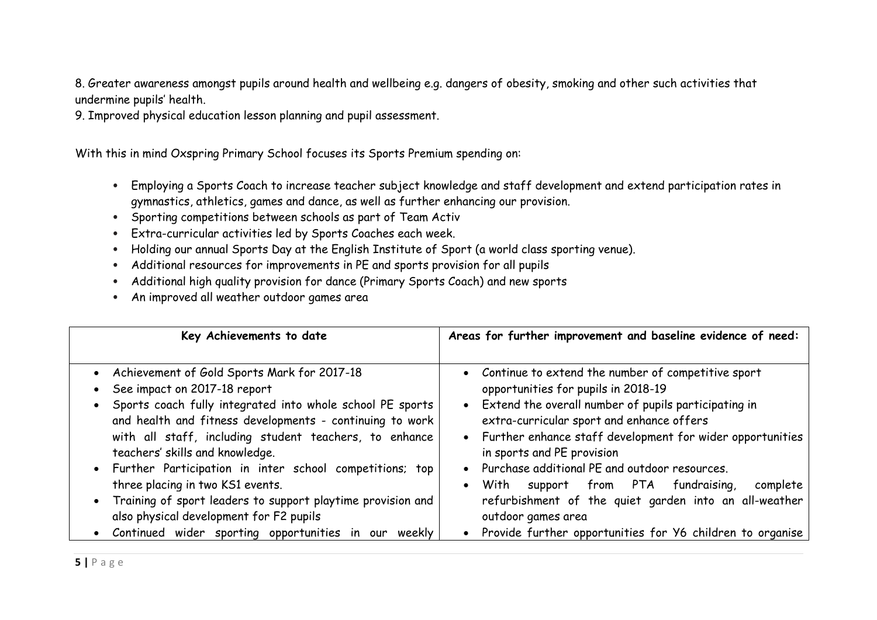8. Greater awareness amongst pupils around health and wellbeing e.g. dangers of obesity, smoking and other such activities that undermine pupils' health.
9. Improved physical education lesson planning and pupil assessment.

With this in mind Oxspring Primary School focuses its Sports Premium spending on:

- Employing a Sports Coach to increase teacher subject knowledge and staff development and extend participation rates in gymnastics, athletics, games and dance, as well as further enhancing our provision.
- Sporting competitions between schools as part of Team Activ
- Extra-curricular activities led by Sports Coaches each week.
- Holding our annual Sports Day at the English Institute of Sport (a world class sporting venue).
- Additional resources for improvements in PE and sports provision for all pupils
- Additional high quality provision for dance (Primary Sports Coach) and new sports
- An improved all weather outdoor games area

| **Key Achievements to date** | **Areas for further improvement and baseline evidence of need:** |
|---|---|
| • Achievement of Gold Sports Mark for 2017-18<br>• See impact on 2017-18 report<br>• Sports coach fully integrated into whole school PE sports and health and fitness developments - continuing to work with all staff, including student teachers, to enhance teachers' skills and knowledge.<br>• Further Participation in inter school competitions; top three placing in two KS1 events.<br>• Training of sport leaders to support playtime provision and also physical development for F2 pupils<br>• Continued wider sporting opportunities in our weekly | • Continue to extend the number of competitive sport opportunities for pupils in 2018-19<br>• Extend the overall number of pupils participating in extra-curricular sport and enhance offers<br>• Further enhance staff development for wider opportunities in sports and PE provision<br>• Purchase additional PE and outdoor resources.<br>• With support from PTA fundraising, complete refurbishment of the quiet garden into an all-weather outdoor games area<br>• Provide further opportunities for Y6 children to organise |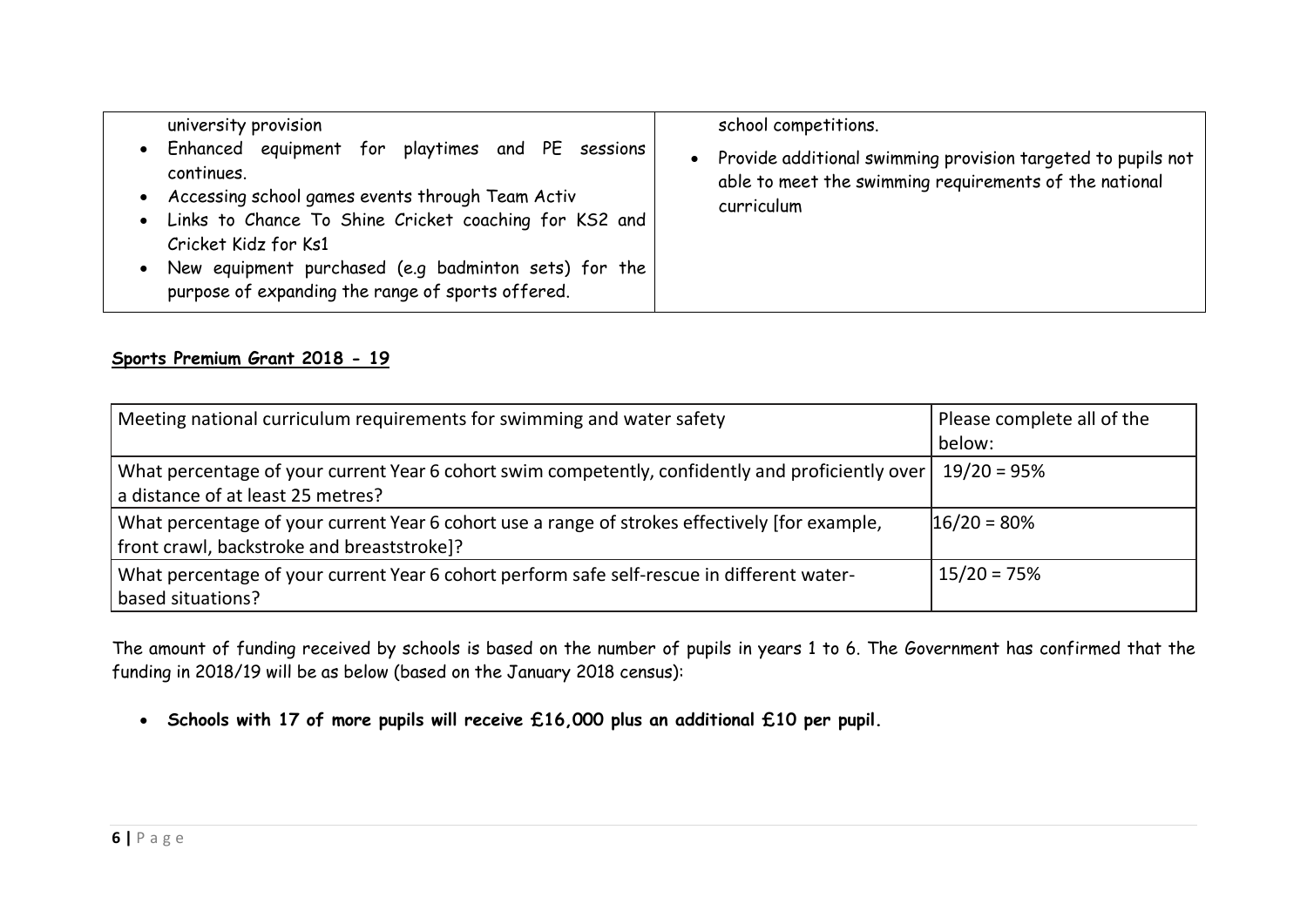| | |
|---|---|
| university provision<br>• Enhanced equipment for playtimes and PE sessions continues.<br>• Accessing school games events through Team Activ<br>• Links to Chance To Shine Cricket coaching for KS2 and Cricket Kidz for Ks1<br>• New equipment purchased (e.g badminton sets) for the purpose of expanding the range of sports offered. | school competitions.<br>• Provide additional swimming provision targeted to pupils not able to meet the swimming requirements of the national curriculum |

**Sports Premium Grant 2018 - 19**

| Meeting national curriculum requirements for swimming and water safety | Please complete all of the below: |
|---|---|
| What percentage of your current Year 6 cohort swim competently, confidently and proficiently over a distance of at least 25 metres? | 19/20 = 95% |
| What percentage of your current Year 6 cohort use a range of strokes effectively [for example, front crawl, backstroke and breaststroke]? | 16/20 = 80% |
| What percentage of your current Year 6 cohort perform safe self-rescue in different water-based situations? | 15/20 = 75% |

The amount of funding received by schools is based on the number of pupils in years 1 to 6. The Government has confirmed that the funding in 2018/19 will be as below (based on the January 2018 census):

- **Schools with 17 of more pupils will receive £16,000 plus an additional £10 per pupil.**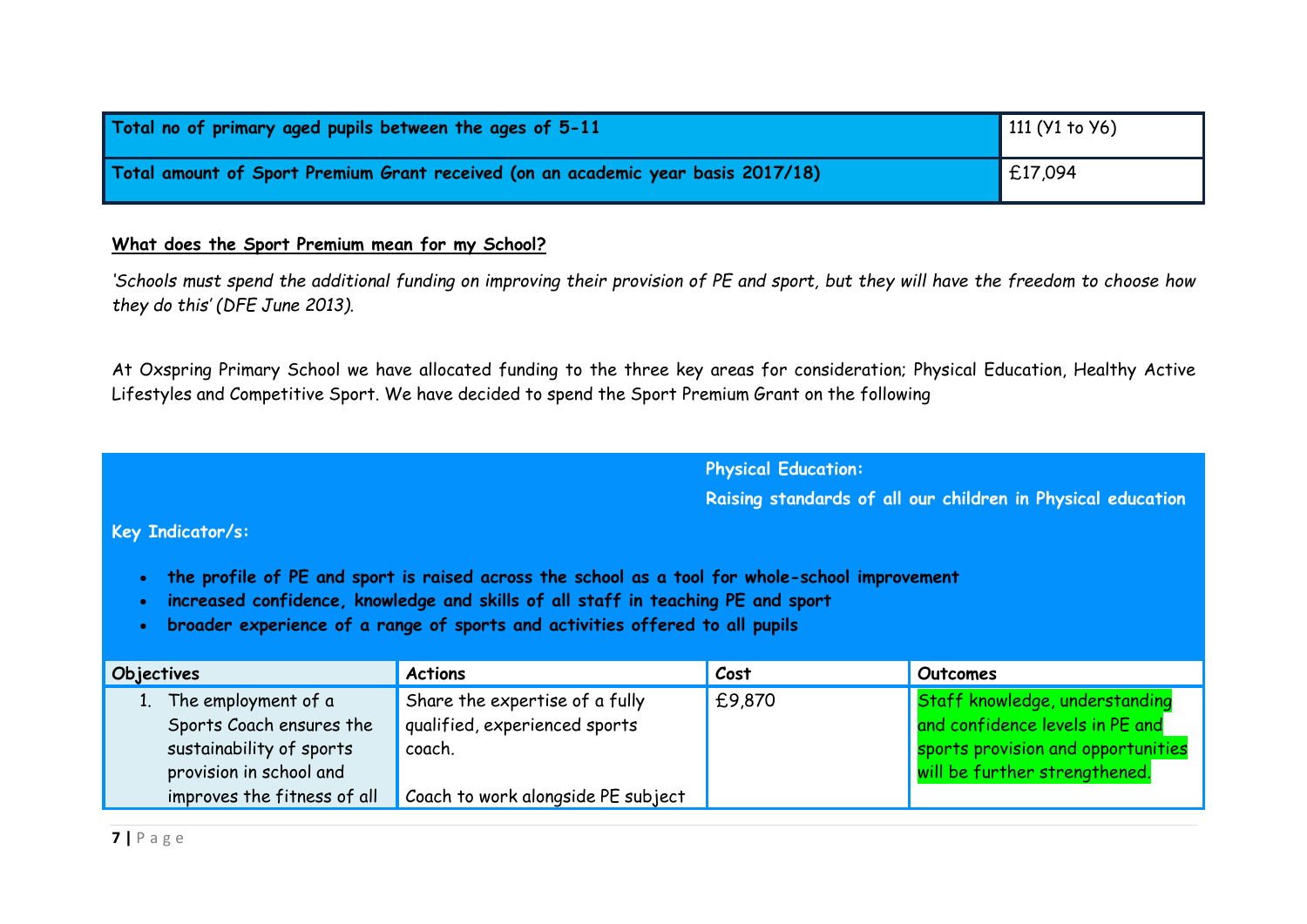| Total no of primary aged pupils between the ages of 5-11 | 111 (Y1 to Y6) |
|---|---|
| Total amount of Sport Premium Grant received (on an academic year basis 2017/18) | £17,094 |

**What does the Sport Premium mean for my School?**

*'Schools must spend the additional funding on improving their provision of PE and sport, but they will have the freedom to choose how they do this' (DFE June 2013).*

At Oxspring Primary School we have allocated funding to the three key areas for consideration; Physical Education, Healthy Active Lifestyles and Competitive Sport. We have decided to spend the Sport Premium Grant on the following

**Physical Education:**

**Raising standards of all our children in Physical education**

**Key Indicator/s:**

- **the profile of PE and sport is raised across the school as a tool for whole-school improvement**
- **increased confidence, knowledge and skills of all staff in teaching PE and sport**
- **broader experience of a range of sports and activities offered to all pupils**

| Objectives | Actions | Cost | Outcomes |
|---|---|---|---|
| 1. The employment of a Sports Coach ensures the sustainability of sports provision in school and improves the fitness of all | Share the expertise of a fully qualified, experienced sports coach.<br><br>Coach to work alongside PE subject | £9,870 | Staff knowledge, understanding and confidence levels in PE and sports provision and opportunities will be further strengthened. |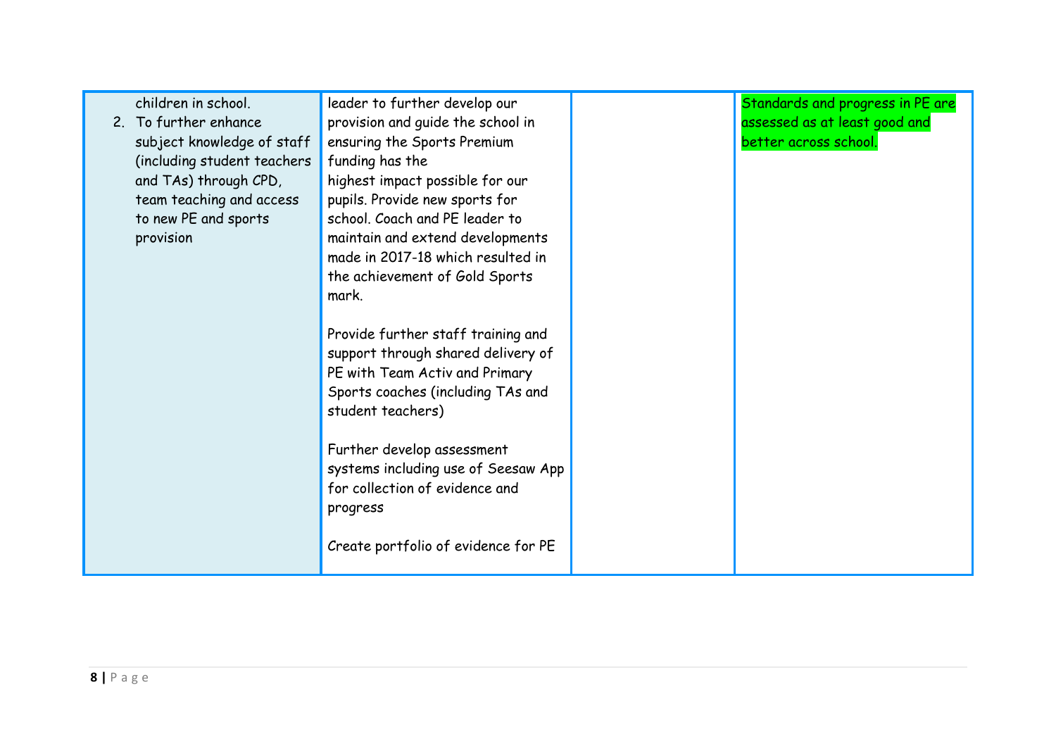| | | | |
|---|---|---|---|
| children in school.<br>2. To further enhance subject knowledge of staff (including student teachers and TAs) through CPD, team teaching and access to new PE and sports provision | leader to further develop our provision and guide the school in ensuring the Sports Premium funding has the highest impact possible for our pupils. Provide new sports for school. Coach and PE leader to maintain and extend developments made in 2017-18 which resulted in the achievement of Gold Sports mark.<br><br>Provide further staff training and support through shared delivery of PE with Team Activ and Primary Sports coaches (including TAs and student teachers)<br><br>Further develop assessment systems including use of Seesaw App for collection of evidence and progress<br><br>Create portfolio of evidence for PE | | Standards and progress in PE are assessed as at least good and better across school. |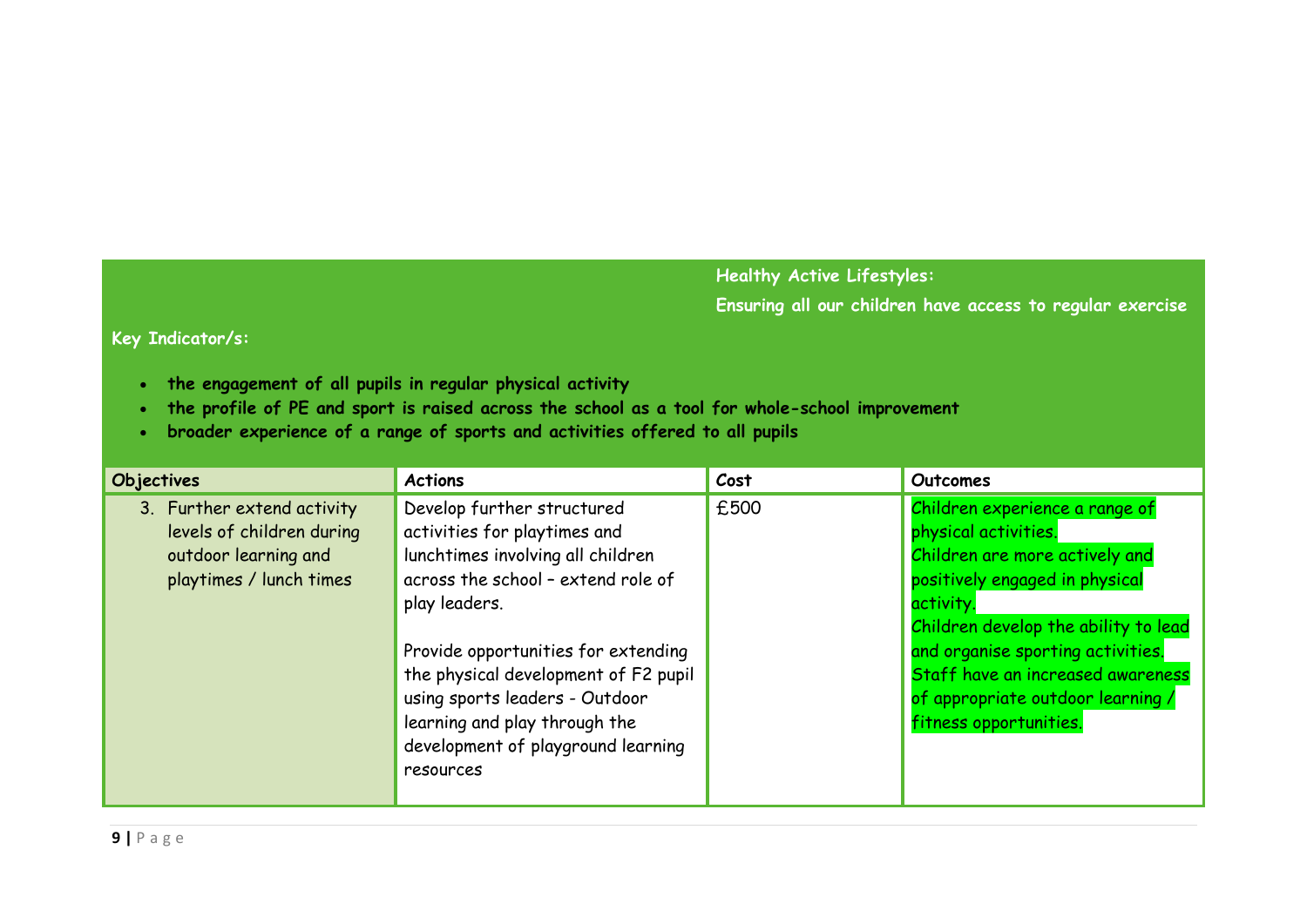**Healthy Active Lifestyles:**

**Ensuring all our children have access to regular exercise**

**Key Indicator/s:**

- **the engagement of all pupils in regular physical activity**
- **the profile of PE and sport is raised across the school as a tool for whole-school improvement**
- **broader experience of a range of sports and activities offered to all pupils**

| Objectives | Actions | Cost | Outcomes |
|---|---|---|---|
| 3. Further extend activity levels of children during outdoor learning and playtimes / lunch times | Develop further structured activities for playtimes and lunchtimes involving all children across the school – extend role of play leaders.<br><br>Provide opportunities for extending the physical development of F2 pupil using sports leaders - Outdoor learning and play through the development of playground learning resources | £500 | Children experience a range of physical activities.<br>Children are more actively and positively engaged in physical activity.<br>Children develop the ability to lead and organise sporting activities.<br>Staff have an increased awareness of appropriate outdoor learning / fitness opportunities. |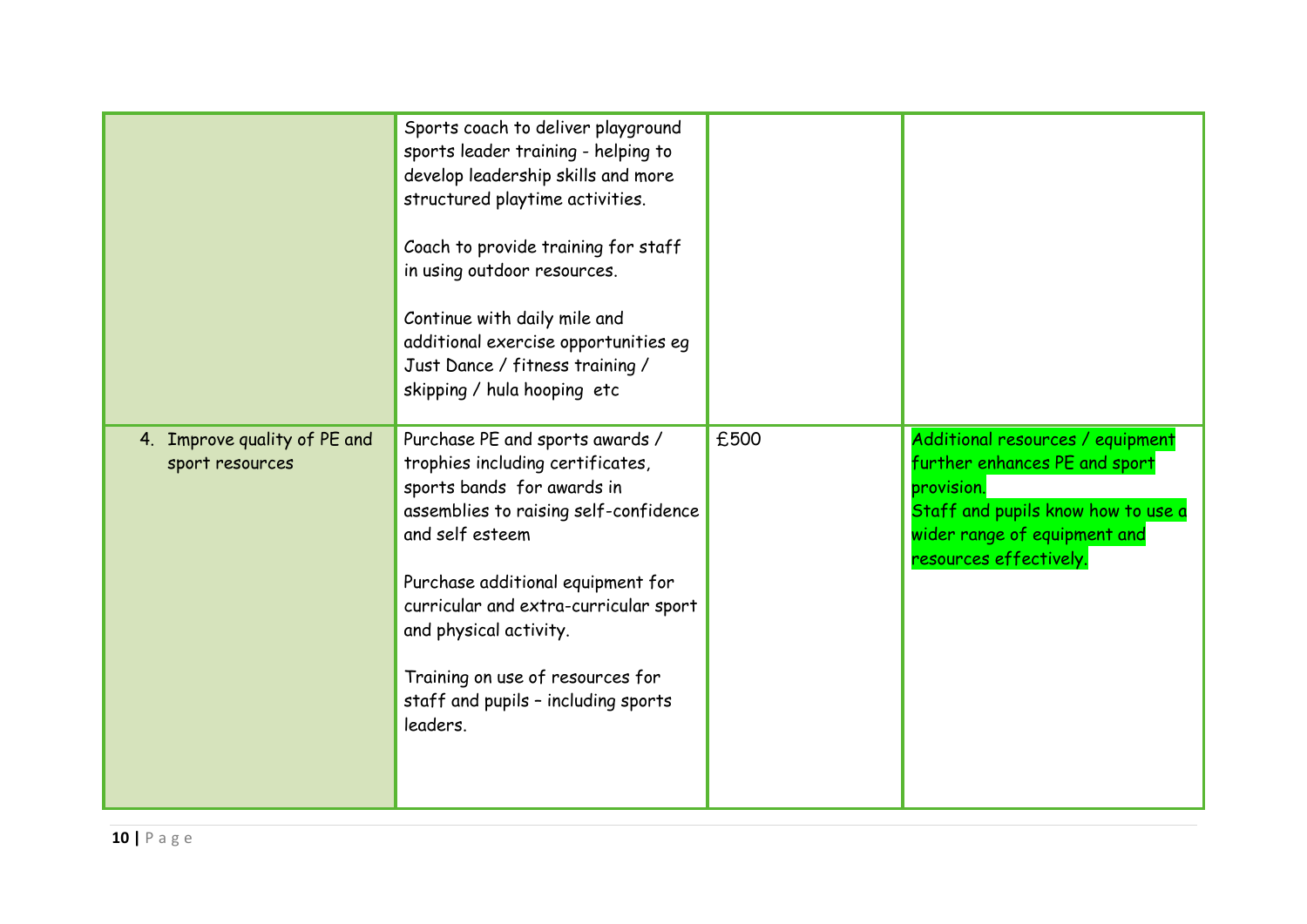| | | | |
|---|---|---|---|
| | Sports coach to deliver playground sports leader training - helping to develop leadership skills and more structured playtime activities.<br><br>Coach to provide training for staff in using outdoor resources.<br><br>Continue with daily mile and additional exercise opportunities eg Just Dance / fitness training / skipping / hula hooping etc | | |
| 4. Improve quality of PE and sport resources | Purchase PE and sports awards / trophies including certificates, sports bands for awards in assemblies to raising self-confidence and self esteem<br><br>Purchase additional equipment for curricular and extra-curricular sport and physical activity.<br><br>Training on use of resources for staff and pupils – including sports leaders. | £500 | Additional resources / equipment further enhances PE and sport provision.<br>Staff and pupils know how to use a wider range of equipment and resources effectively. |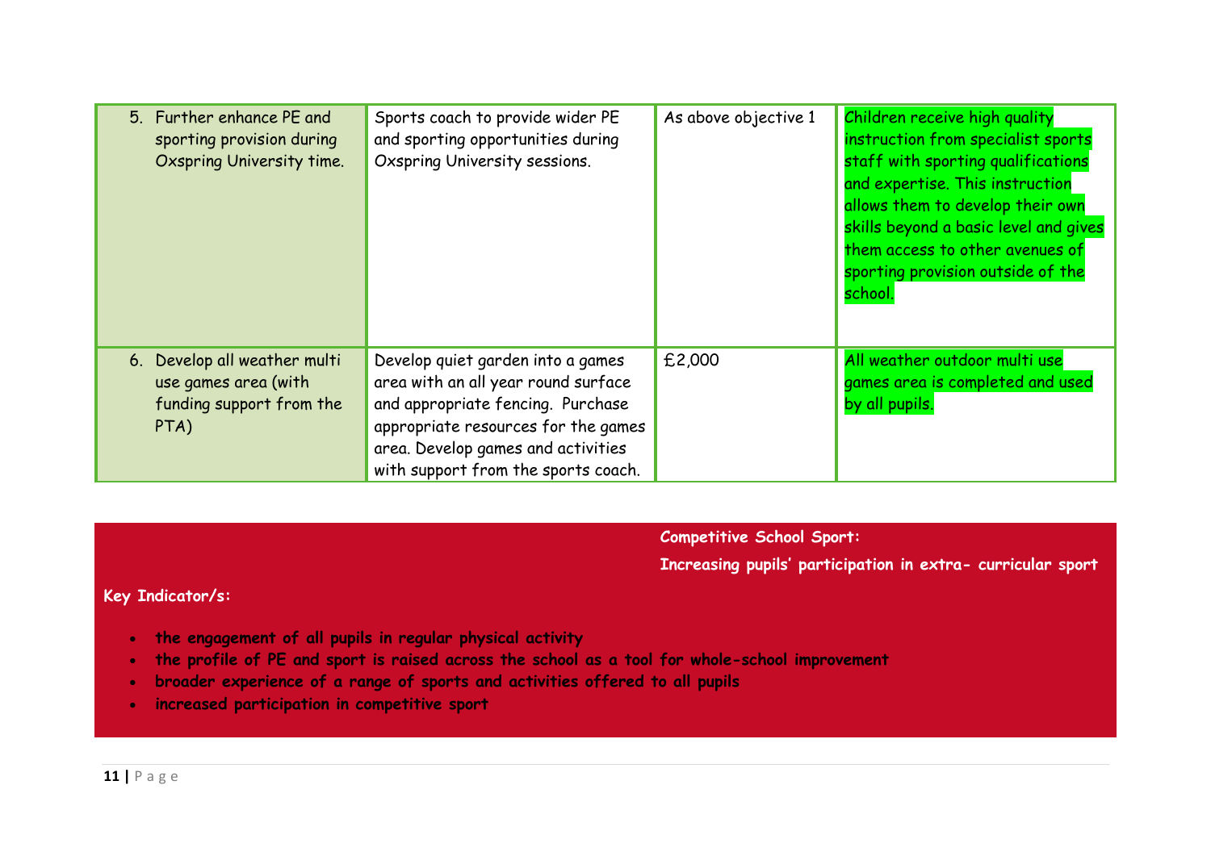| | | | |
|---|---|---|---|
| 5. Further enhance PE and sporting provision during Oxspring University time. | Sports coach to provide wider PE and sporting opportunities during Oxspring University sessions. | As above objective 1 | Children receive high quality instruction from specialist sports staff with sporting qualifications and expertise. This instruction allows them to develop their own skills beyond a basic level and gives them access to other avenues of sporting provision outside of the school. |
| 6. Develop all weather multi use games area (with funding support from the PTA) | Develop quiet garden into a games area with an all year round surface and appropriate fencing. Purchase appropriate resources for the games area. Develop games and activities with support from the sports coach. | £2,000 | All weather outdoor multi use games area is completed and used by all pupils. |

**Competitive School Sport:**

**Increasing pupils' participation in extra- curricular sport**

**Key Indicator/s:**

- **the engagement of all pupils in regular physical activity**
- **the profile of PE and sport is raised across the school as a tool for whole-school improvement**
- **broader experience of a range of sports and activities offered to all pupils**
- **increased participation in competitive sport**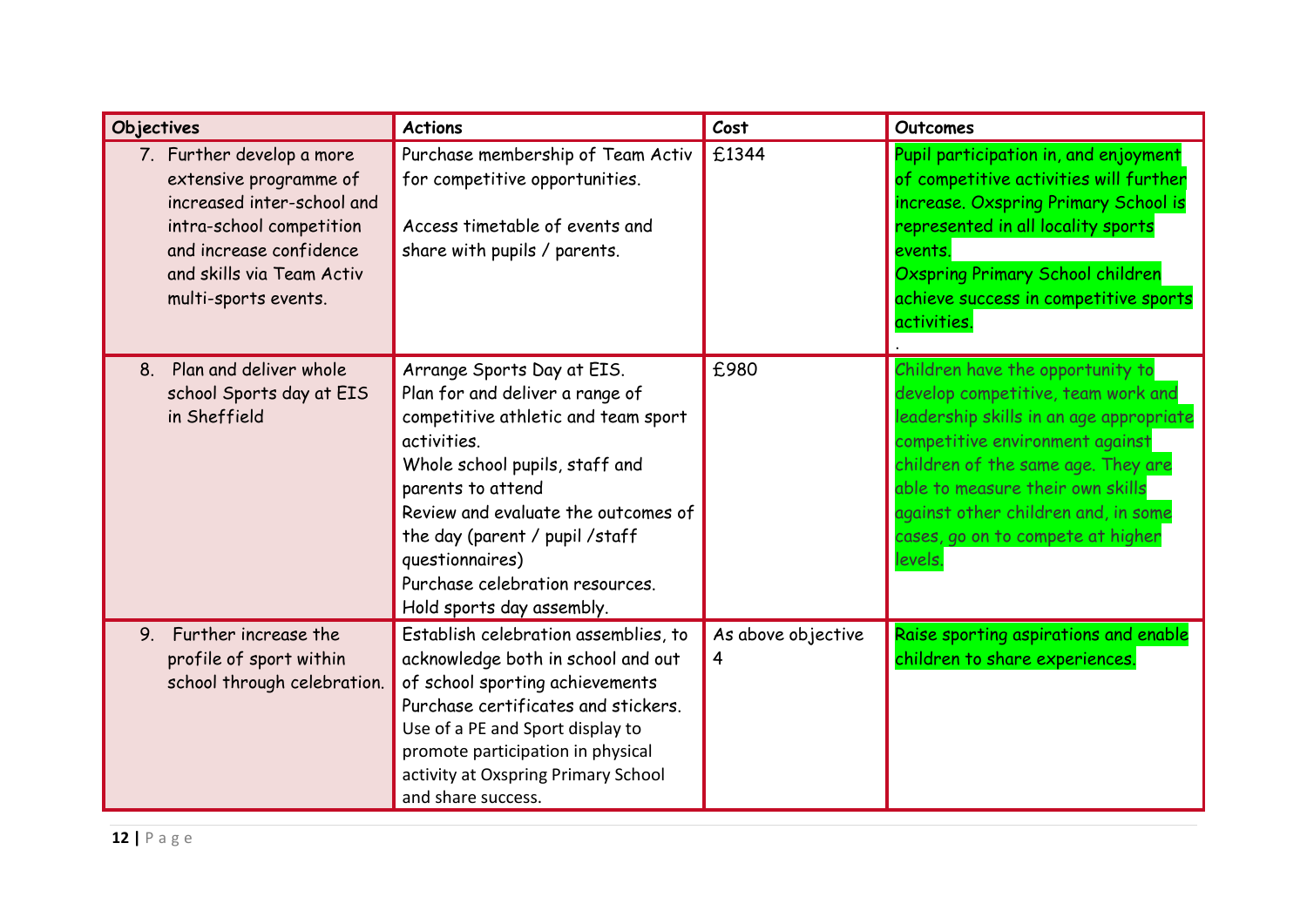| Objectives | Actions | Cost | Outcomes |
|---|---|---|---|
| 7. Further develop a more extensive programme of increased inter-school and intra-school competition and increase confidence and skills via Team Activ multi-sports events. | Purchase membership of Team Activ for competitive opportunities.<br><br>Access timetable of events and share with pupils / parents. | £1344 | Pupil participation in, and enjoyment of competitive activities will further increase. Oxspring Primary School is represented in all locality sports events.<br>Oxspring Primary School children achieve success in competitive sports activities.<br>. |
| 8. Plan and deliver whole school Sports day at EIS in Sheffield | Arrange Sports Day at EIS.<br>Plan for and deliver a range of competitive athletic and team sport activities.<br>Whole school pupils, staff and parents to attend<br>Review and evaluate the outcomes of the day (parent / pupil /staff questionnaires)<br>Purchase celebration resources.<br>Hold sports day assembly. | £980 | Children have the opportunity to develop competitive, team work and leadership skills in an age appropriate competitive environment against children of the same age. They are able to measure their own skills against other children and, in some cases, go on to compete at higher levels. |
| 9. Further increase the profile of sport within school through celebration. | Establish celebration assemblies, to acknowledge both in school and out of school sporting achievements<br>Purchase certificates and stickers.<br>Use of a PE and Sport display to promote participation in physical activity at Oxspring Primary School and share success. | As above objective 4 | Raise sporting aspirations and enable children to share experiences. |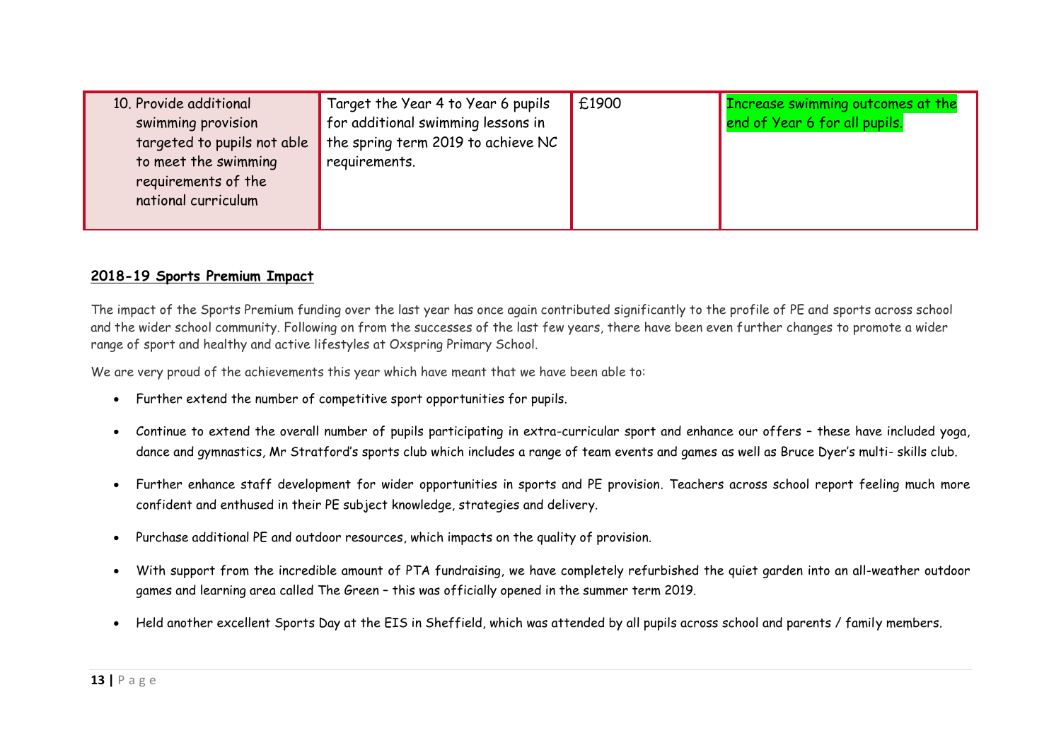| 10. Provide additional swimming provision targeted to pupils not able to meet the swimming requirements of the national curriculum | Target the Year 4 to Year 6 pupils for additional swimming lessons in the spring term 2019 to achieve NC requirements. | £1900 | Increase swimming outcomes at the end of Year 6 for all pupils. |
|---|---|---|---|

## 2018-19 Sports Premium Impact

The impact of the Sports Premium funding over the last year has once again contributed significantly to the profile of PE and sports across school and the wider school community. Following on from the successes of the last few years, there have been even further changes to promote a wider range of sport and healthy and active lifestyles at Oxspring Primary School.

We are very proud of the achievements this year which have meant that we have been able to:

- Further extend the number of competitive sport opportunities for pupils.
- Continue to extend the overall number of pupils participating in extra-curricular sport and enhance our offers – these have included yoga, dance and gymnastics, Mr Stratford's sports club which includes a range of team events and games as well as Bruce Dyer's multi- skills club.
- Further enhance staff development for wider opportunities in sports and PE provision. Teachers across school report feeling much more confident and enthused in their PE subject knowledge, strategies and delivery.
- Purchase additional PE and outdoor resources, which impacts on the quality of provision.
- With support from the incredible amount of PTA fundraising, we have completely refurbished the quiet garden into an all-weather outdoor games and learning area called The Green – this was officially opened in the summer term 2019.
- Held another excellent Sports Day at the EIS in Sheffield, which was attended by all pupils across school and parents / family members.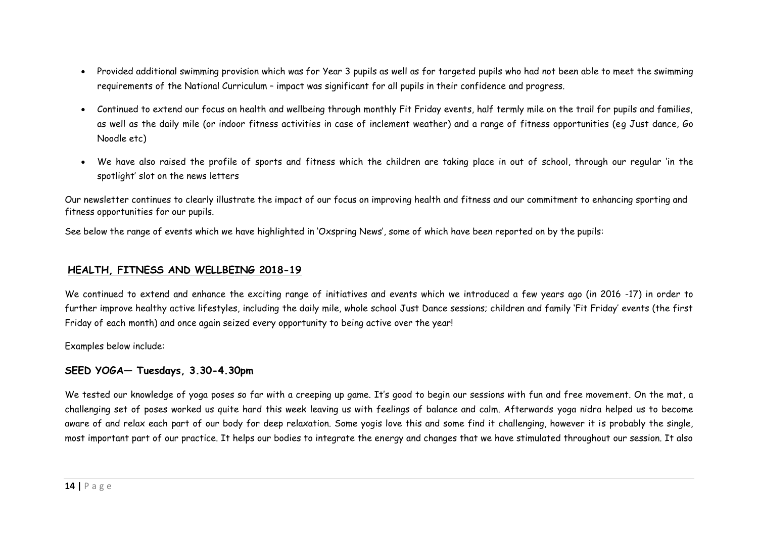- Provided additional swimming provision which was for Year 3 pupils as well as for targeted pupils who had not been able to meet the swimming requirements of the National Curriculum – impact was significant for all pupils in their confidence and progress.
- Continued to extend our focus on health and wellbeing through monthly Fit Friday events, half termly mile on the trail for pupils and families, as well as the daily mile (or indoor fitness activities in case of inclement weather) and a range of fitness opportunities (eg Just dance, Go Noodle etc)
- We have also raised the profile of sports and fitness which the children are taking place in out of school, through our regular 'in the spotlight' slot on the news letters

Our newsletter continues to clearly illustrate the impact of our focus on improving health and fitness and our commitment to enhancing sporting and fitness opportunities for our pupils.

See below the range of events which we have highlighted in 'Oxspring News', some of which have been reported on by the pupils:

## HEALTH, FITNESS AND WELLBEING 2018-19

We continued to extend and enhance the exciting range of initiatives and events which we introduced a few years ago (in 2016 -17) in order to further improve healthy active lifestyles, including the daily mile, whole school Just Dance sessions; children and family 'Fit Friday' events (the first Friday of each month) and once again seized every opportunity to being active over the year!

Examples below include:

### SEED YOGA— Tuesdays, 3.30-4.30pm

We tested our knowledge of yoga poses so far with a creeping up game. It's good to begin our sessions with fun and free movement. On the mat, a challenging set of poses worked us quite hard this week leaving us with feelings of balance and calm. Afterwards yoga nidra helped us to become aware of and relax each part of our body for deep relaxation. Some yogis love this and some find it challenging, however it is probably the single, most important part of our practice. It helps our bodies to integrate the energy and changes that we have stimulated throughout our session. It also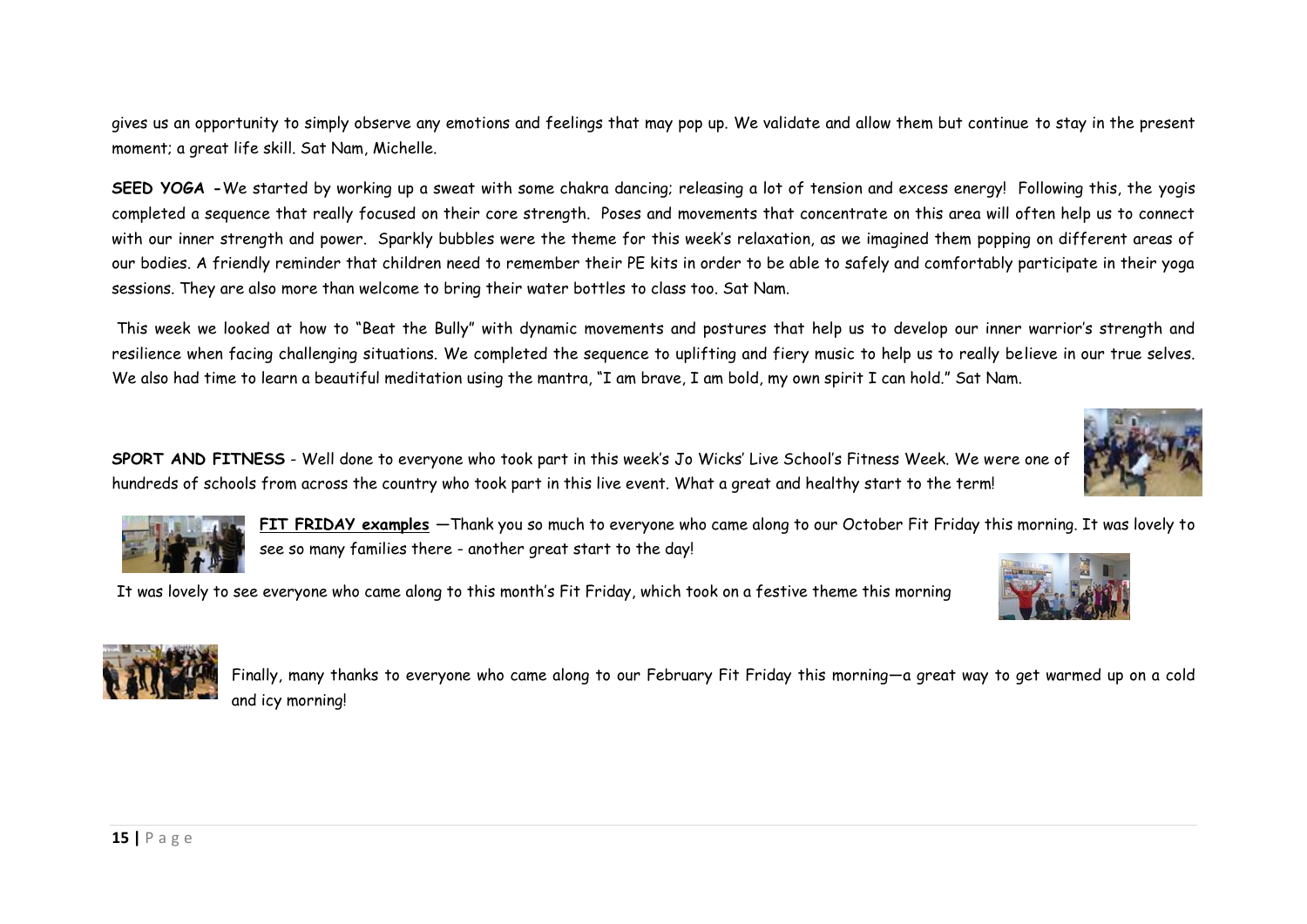gives us an opportunity to simply observe any emotions and feelings that may pop up. We validate and allow them but continue to stay in the present moment; a great life skill. Sat Nam, Michelle.

**SEED YOGA -** We started by working up a sweat with some chakra dancing; releasing a lot of tension and excess energy! Following this, the yogis completed a sequence that really focused on their core strength. Poses and movements that concentrate on this area will often help us to connect with our inner strength and power. Sparkly bubbles were the theme for this week's relaxation, as we imagined them popping on different areas of our bodies. A friendly reminder that children need to remember their PE kits in order to be able to safely and comfortably participate in their yoga sessions. They are also more than welcome to bring their water bottles to class too. Sat Nam.

This week we looked at how to "Beat the Bully" with dynamic movements and postures that help us to develop our inner warrior's strength and resilience when facing challenging situations. We completed the sequence to uplifting and fiery music to help us to really believe in our true selves. We also had time to learn a beautiful meditation using the mantra, "I am brave, I am bold, my own spirit I can hold." Sat Nam.

**SPORT AND FITNESS** - Well done to everyone who took part in this week's Jo Wicks' Live School's Fitness Week. We were one of hundreds of schools from across the country who took part in this live event. What a great and healthy start to the term!

**FIT FRIDAY examples** —Thank you so much to everyone who came along to our October Fit Friday this morning. It was lovely to see so many families there - another great start to the day!

It was lovely to see everyone who came along to this month's Fit Friday, which took on a festive theme this morning

Finally, many thanks to everyone who came along to our February Fit Friday this morning—a great way to get warmed up on a cold and icy morning!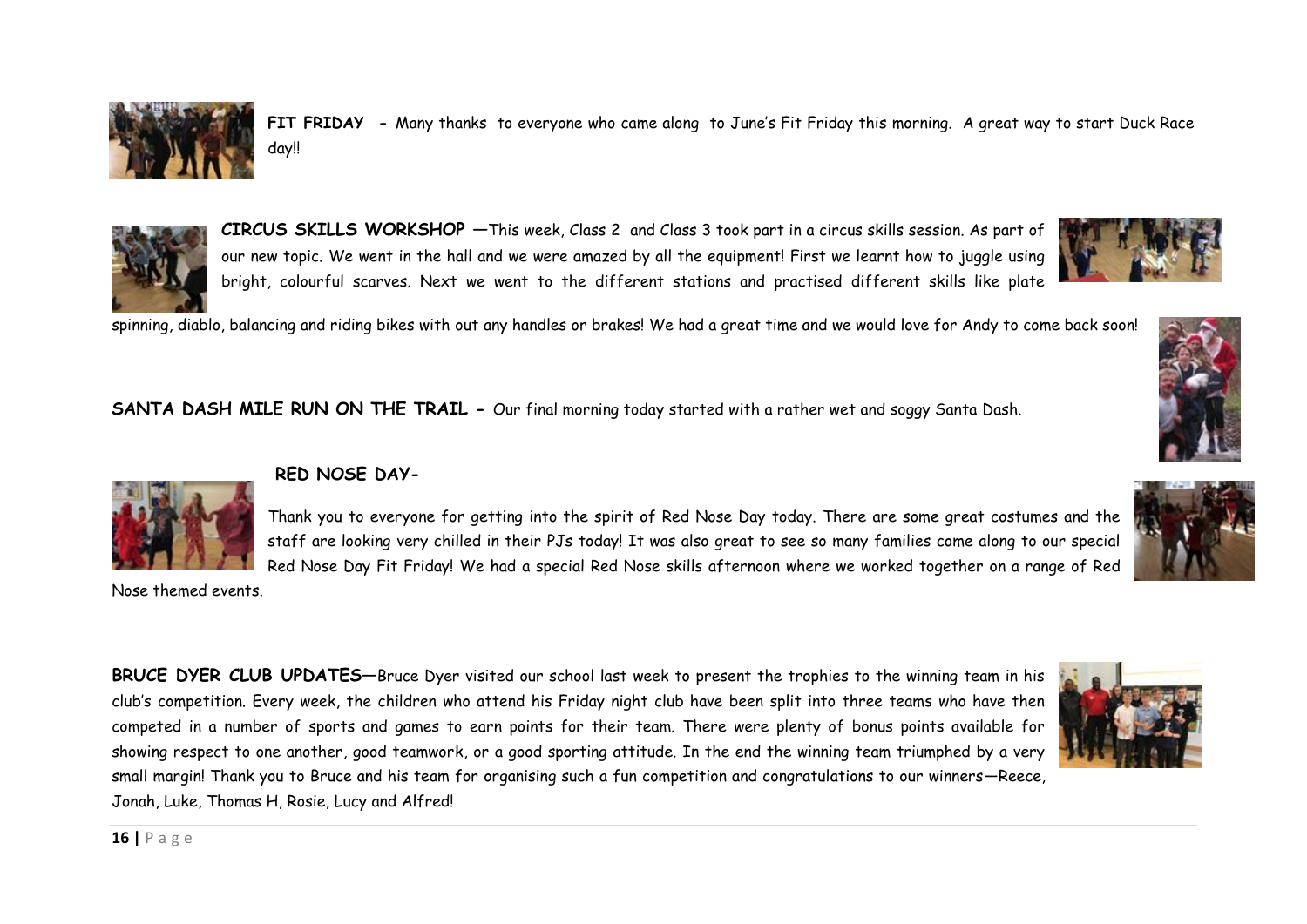**FIT FRIDAY** - Many thanks to everyone who came along to June's Fit Friday this morning. A great way to start Duck Race day!!

**CIRCUS SKILLS WORKSHOP** —This week, Class 2 and Class 3 took part in a circus skills session. As part of our new topic. We went in the hall and we were amazed by all the equipment! First we learnt how to juggle using bright, colourful scarves. Next we went to the different stations and practised different skills like plate spinning, diablo, balancing and riding bikes with out any handles or brakes! We had a great time and we would love for Andy to come back soon!

**SANTA DASH MILE RUN ON THE TRAIL** - Our final morning today started with a rather wet and soggy Santa Dash.

**RED NOSE DAY-**

Thank you to everyone for getting into the spirit of Red Nose Day today. There are some great costumes and the staff are looking very chilled in their PJs today! It was also great to see so many families come along to our special Red Nose Day Fit Friday! We had a special Red Nose skills afternoon where we worked together on a range of Red Nose themed events.

**BRUCE DYER CLUB UPDATES**—Bruce Dyer visited our school last week to present the trophies to the winning team in his club's competition. Every week, the children who attend his Friday night club have been split into three teams who have then competed in a number of sports and games to earn points for their team. There were plenty of bonus points available for showing respect to one another, good teamwork, or a good sporting attitude. In the end the winning team triumphed by a very small margin! Thank you to Bruce and his team for organising such a fun competition and congratulations to our winners—Reece, Jonah, Luke, Thomas H, Rosie, Lucy and Alfred!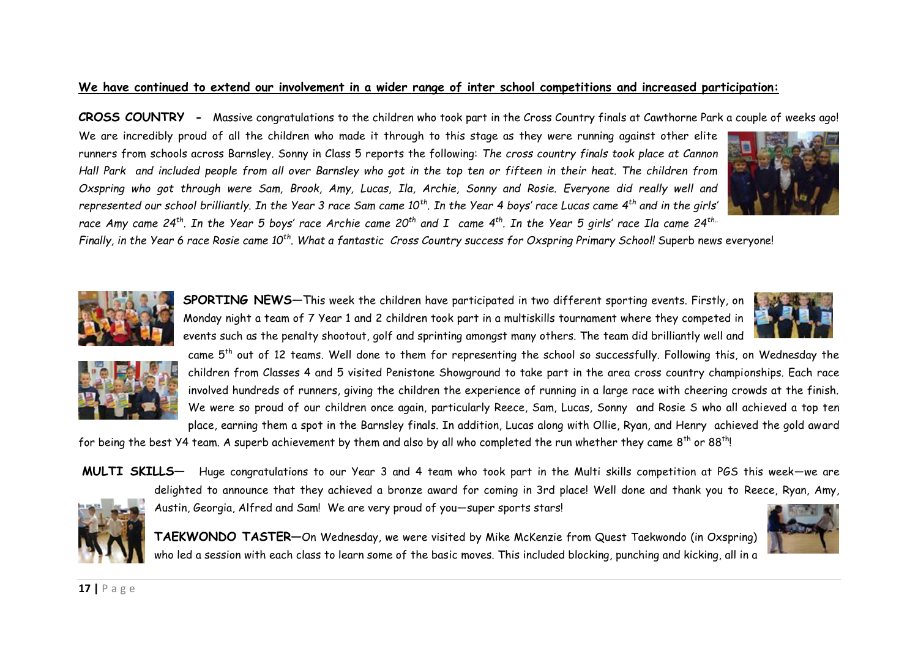**We have continued to extend our involvement in a wider range of inter school competitions and increased participation:**

**CROSS COUNTRY -** Massive congratulations to the children who took part in the Cross Country finals at Cawthorne Park a couple of weeks ago! We are incredibly proud of all the children who made it through to this stage as they were running against other elite runners from schools across Barnsley. Sonny in Class 5 reports the following: *The cross country finals took place at Cannon Hall Park and included people from all over Barnsley who got in the top ten or fifteen in their heat. The children from Oxspring who got through were Sam, Brook, Amy, Lucas, Ila, Archie, Sonny and Rosie. Everyone did really well and represented our school brilliantly. In the Year 3 race Sam came 10th. In the Year 4 boys' race Lucas came 4th and in the girls' race Amy came 24th. In the Year 5 boys' race Archie came 20th and I came 4th. In the Year 5 girls' race Ila came 24th. Finally, in the Year 6 race Rosie came 10th. What a fantastic Cross Country success for Oxspring Primary School!* Superb news everyone!

**SPORTING NEWS**—This week the children have participated in two different sporting events. Firstly, on Monday night a team of 7 Year 1 and 2 children took part in a multiskills tournament where they competed in events such as the penalty shootout, golf and sprinting amongst many others. The team did brilliantly well and came 5th out of 12 teams. Well done to them for representing the school so successfully. Following this, on Wednesday the children from Classes 4 and 5 visited Penistone Showground to take part in the area cross country championships. Each race involved hundreds of runners, giving the children the experience of running in a large race with cheering crowds at the finish. We were so proud of our children once again, particularly Reece, Sam, Lucas, Sonny and Rosie S who all achieved a top ten place, earning them a spot in the Barnsley finals. In addition, Lucas along with Ollie, Ryan, and Henry achieved the gold award for being the best Y4 team. A superb achievement by them and also by all who completed the run whether they came 8th or 88th!

**MULTI SKILLS**— Huge congratulations to our Year 3 and 4 team who took part in the Multi skills competition at PGS this week—we are delighted to announce that they achieved a bronze award for coming in 3rd place! Well done and thank you to Reece, Ryan, Amy, Austin, Georgia, Alfred and Sam! We are very proud of you—super sports stars!

**TAEKWONDO TASTER**—On Wednesday, we were visited by Mike McKenzie from Quest Taekwondo (in Oxspring) who led a session with each class to learn some of the basic moves. This included blocking, punching and kicking, all in a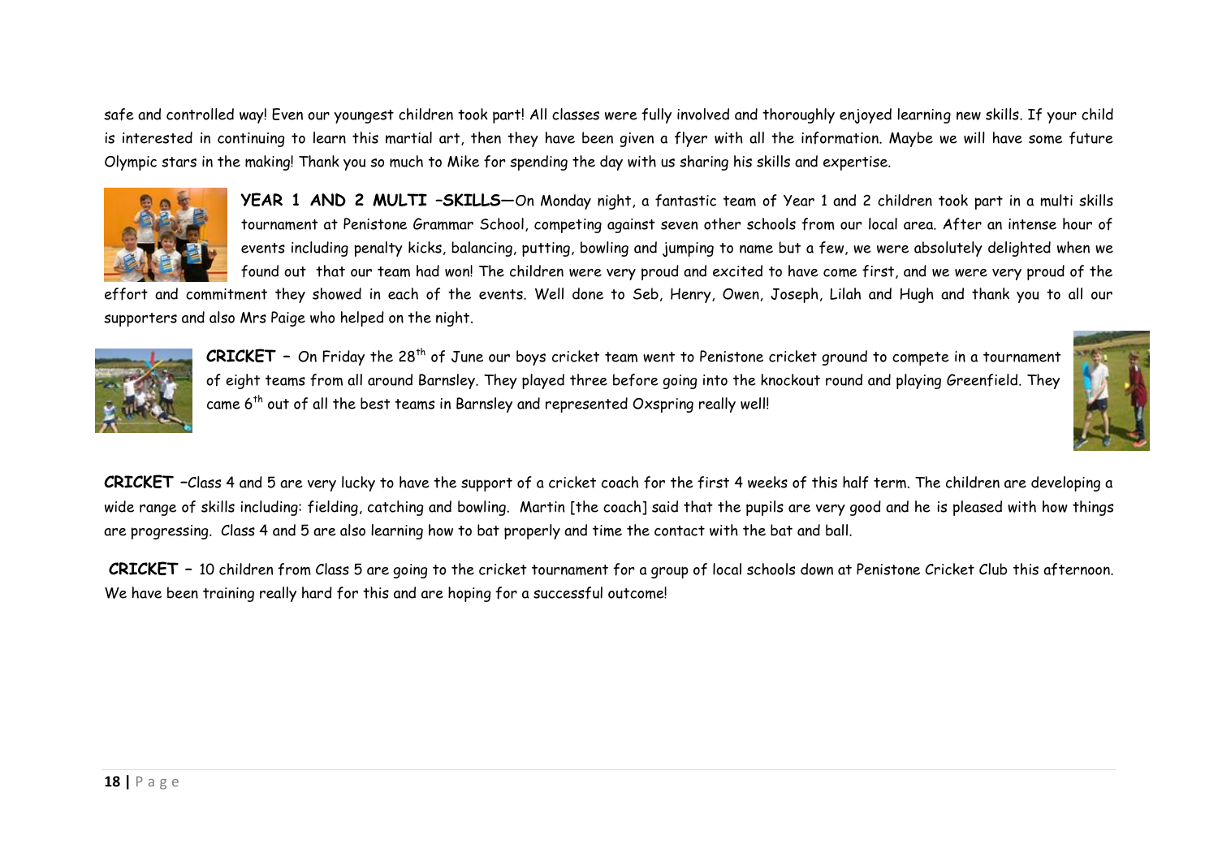safe and controlled way! Even our youngest children took part! All classes were fully involved and thoroughly enjoyed learning new skills. If your child is interested in continuing to learn this martial art, then they have been given a flyer with all the information. Maybe we will have some future Olympic stars in the making! Thank you so much to Mike for spending the day with us sharing his skills and expertise.

**YEAR 1 AND 2 MULTI –SKILLS**—On Monday night, a fantastic team of Year 1 and 2 children took part in a multi skills tournament at Penistone Grammar School, competing against seven other schools from our local area. After an intense hour of events including penalty kicks, balancing, putting, bowling and jumping to name but a few, we were absolutely delighted when we found out that our team had won! The children were very proud and excited to have come first, and we were very proud of the effort and commitment they showed in each of the events. Well done to Seb, Henry, Owen, Joseph, Lilah and Hugh and thank you to all our supporters and also Mrs Paige who helped on the night.

**CRICKET** – On Friday the 28th of June our boys cricket team went to Penistone cricket ground to compete in a tournament of eight teams from all around Barnsley. They played three before going into the knockout round and playing Greenfield. They came 6th out of all the best teams in Barnsley and represented Oxspring really well!

**CRICKET** –Class 4 and 5 are very lucky to have the support of a cricket coach for the first 4 weeks of this half term. The children are developing a wide range of skills including: fielding, catching and bowling. Martin [the coach] said that the pupils are very good and he is pleased with how things are progressing. Class 4 and 5 are also learning how to bat properly and time the contact with the bat and ball.

**CRICKET** – 10 children from Class 5 are going to the cricket tournament for a group of local schools down at Penistone Cricket Club this afternoon. We have been training really hard for this and are hoping for a successful outcome!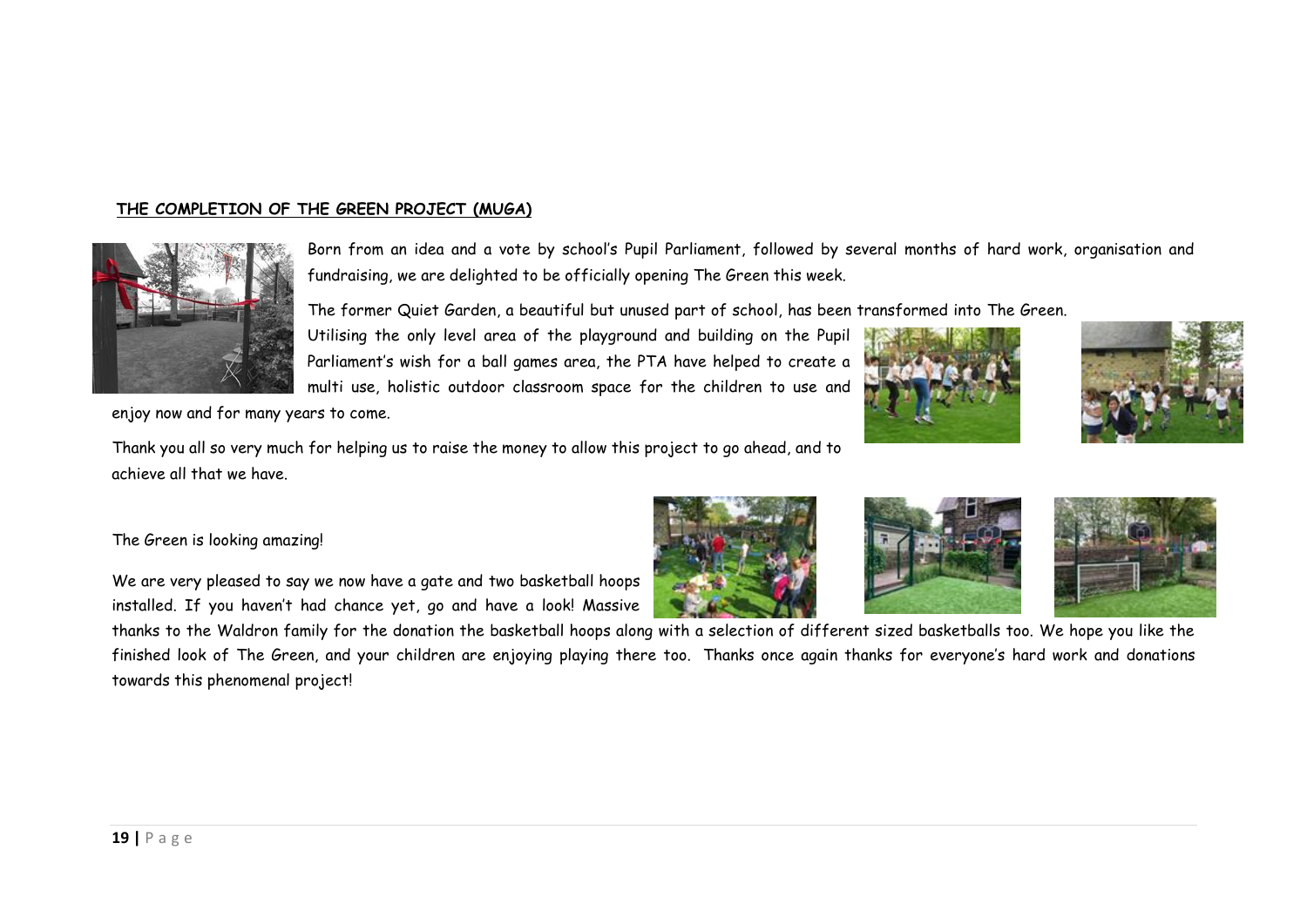## THE COMPLETION OF THE GREEN PROJECT (MUGA)

Born from an idea and a vote by school's Pupil Parliament, followed by several months of hard work, organisation and fundraising, we are delighted to be officially opening The Green this week.

The former Quiet Garden, a beautiful but unused part of school, has been transformed into The Green.

Utilising the only level area of the playground and building on the Pupil Parliament's wish for a ball games area, the PTA have helped to create a multi use, holistic outdoor classroom space for the children to use and enjoy now and for many years to come.

Thank you all so very much for helping us to raise the money to allow this project to go ahead, and to achieve all that we have.

The Green is looking amazing!

We are very pleased to say we now have a gate and two basketball hoops installed. If you haven't had chance yet, go and have a look! Massive thanks to the Waldron family for the donation the basketball hoops along with a selection of different sized basketballs too. We hope you like the finished look of The Green, and your children are enjoying playing there too. Thanks once again thanks for everyone's hard work and donations towards this phenomenal project!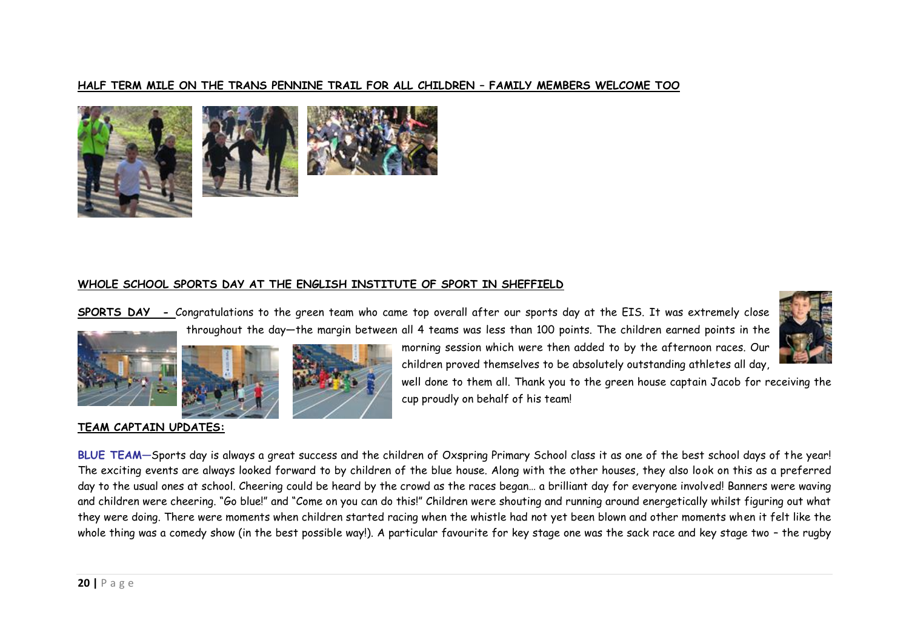**HALF TERM MILE ON THE TRANS PENNINE TRAIL FOR ALL CHILDREN – FAMILY MEMBERS WELCOME TOO**

**WHOLE SCHOOL SPORTS DAY AT THE ENGLISH INSTITUTE OF SPORT IN SHEFFIELD**

**SPORTS DAY -** Congratulations to the green team who came top overall after our sports day at the EIS. It was extremely close throughout the day—the margin between all 4 teams was less than 100 points. The children earned points in the morning session which were then added to by the afternoon races. Our children proved themselves to be absolutely outstanding athletes all day, well done to them all. Thank you to the green house captain Jacob for receiving the cup proudly on behalf of his team!

**TEAM CAPTAIN UPDATES:**

**BLUE TEAM—**Sports day is always a great success and the children of Oxspring Primary School class it as one of the best school days of the year! The exciting events are always looked forward to by children of the blue house. Along with the other houses, they also look on this as a preferred day to the usual ones at school. Cheering could be heard by the crowd as the races began… a brilliant day for everyone involved! Banners were waving and children were cheering. "Go blue!" and "Come on you can do this!" Children were shouting and running around energetically whilst figuring out what they were doing. There were moments when children started racing when the whistle had not yet been blown and other moments when it felt like the whole thing was a comedy show (in the best possible way!). A particular favourite for key stage one was the sack race and key stage two – the rugby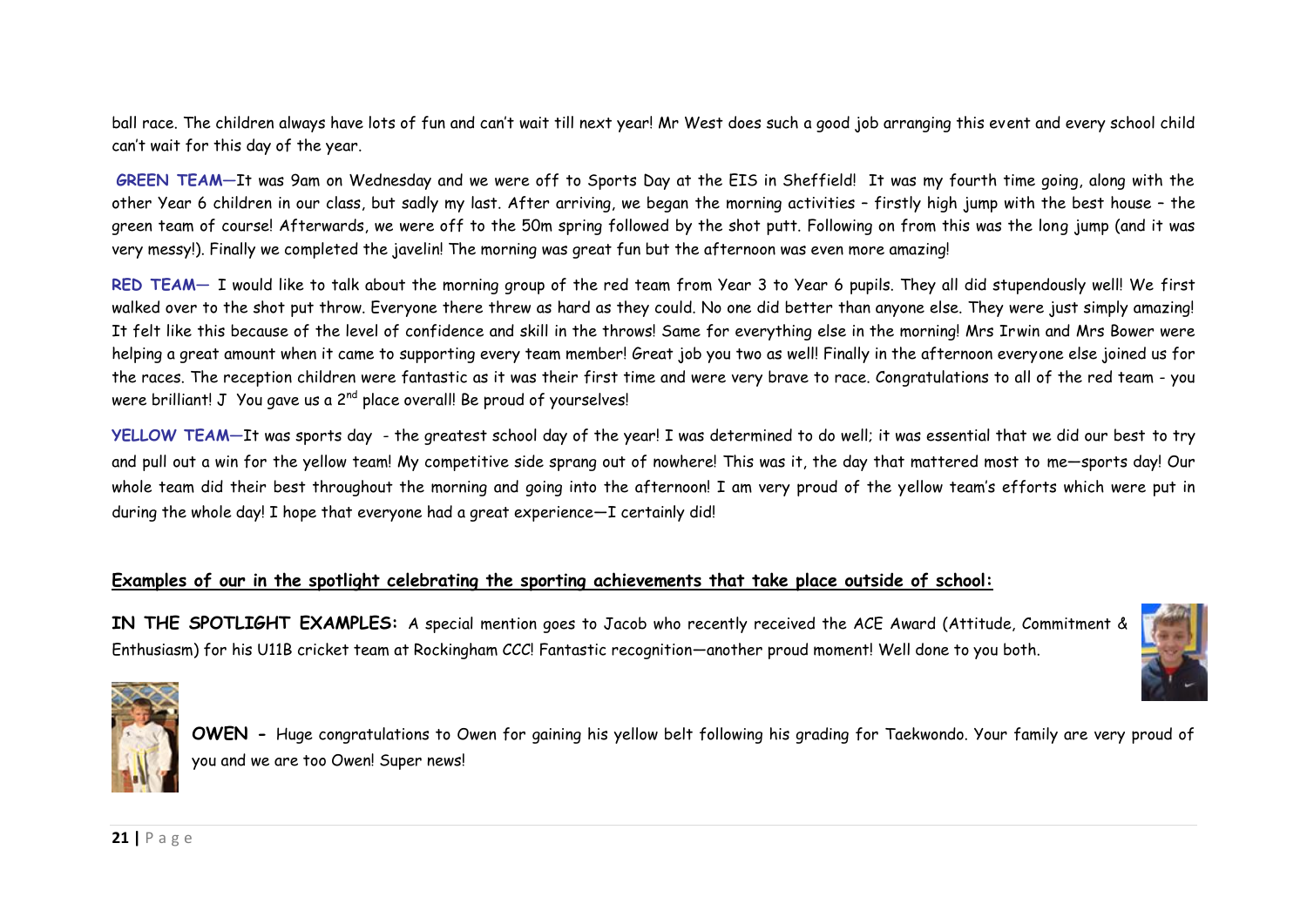ball race. The children always have lots of fun and can't wait till next year! Mr West does such a good job arranging this event and every school child can't wait for this day of the year.

**GREEN TEAM**—It was 9am on Wednesday and we were off to Sports Day at the EIS in Sheffield! It was my fourth time going, along with the other Year 6 children in our class, but sadly my last. After arriving, we began the morning activities – firstly high jump with the best house – the green team of course! Afterwards, we were off to the 50m spring followed by the shot putt. Following on from this was the long jump (and it was very messy!). Finally we completed the javelin! The morning was great fun but the afternoon was even more amazing!

**RED TEAM**— I would like to talk about the morning group of the red team from Year 3 to Year 6 pupils. They all did stupendously well! We first walked over to the shot put throw. Everyone there threw as hard as they could. No one did better than anyone else. They were just simply amazing! It felt like this because of the level of confidence and skill in the throws! Same for everything else in the morning! Mrs Irwin and Mrs Bower were helping a great amount when it came to supporting every team member! Great job you two as well! Finally in the afternoon everyone else joined us for the races. The reception children were fantastic as it was their first time and were very brave to race. Congratulations to all of the red team - you were brilliant! J You gave us a 2nd place overall! Be proud of yourselves!

**YELLOW TEAM**—It was sports day - the greatest school day of the year! I was determined to do well; it was essential that we did our best to try and pull out a win for the yellow team! My competitive side sprang out of nowhere! This was it, the day that mattered most to me—sports day! Our whole team did their best throughout the morning and going into the afternoon! I am very proud of the yellow team's efforts which were put in during the whole day! I hope that everyone had a great experience—I certainly did!

**Examples of our in the spotlight celebrating the sporting achievements that take place outside of school:**

**IN THE SPOTLIGHT EXAMPLES:** A special mention goes to Jacob who recently received the ACE Award (Attitude, Commitment & Enthusiasm) for his U11B cricket team at Rockingham CCC! Fantastic recognition—another proud moment! Well done to you both.

**OWEN -** Huge congratulations to Owen for gaining his yellow belt following his grading for Taekwondo. Your family are very proud of you and we are too Owen! Super news!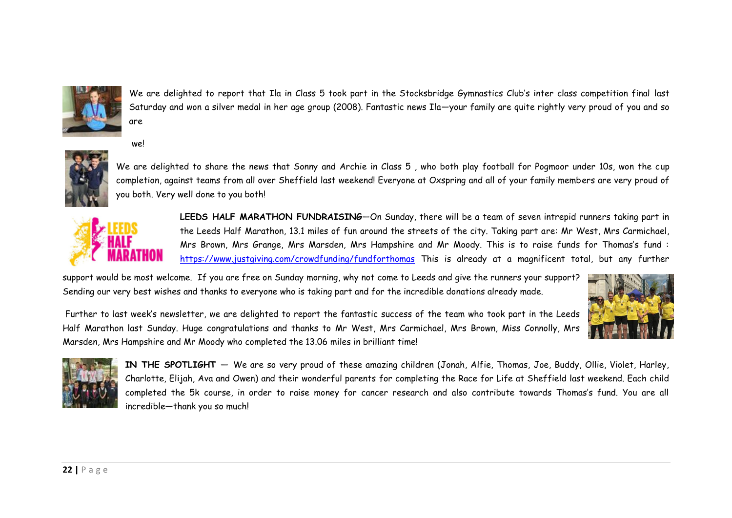We are delighted to report that Ila in Class 5 took part in the Stocksbridge Gymnastics Club's inter class competition final last Saturday and won a silver medal in her age group (2008). Fantastic news Ila—your family are quite rightly very proud of you and so are

we!

We are delighted to share the news that Sonny and Archie in Class 5 , who both play football for Pogmoor under 10s, won the cup completion, against teams from all over Sheffield last weekend! Everyone at Oxspring and all of your family members are very proud of you both. Very well done to you both!

**LEEDS HALF MARATHON FUNDRAISING**—On Sunday, there will be a team of seven intrepid runners taking part in the Leeds Half Marathon, 13.1 miles of fun around the streets of the city. Taking part are: Mr West, Mrs Carmichael, Mrs Brown, Mrs Grange, Mrs Marsden, Mrs Hampshire and Mr Moody. This is to raise funds for Thomas's fund : https://www.justgiving.com/crowdfunding/fundforthomas This is already at a magnificent total, but any further support would be most welcome. If you are free on Sunday morning, why not come to Leeds and give the runners your support? Sending our very best wishes and thanks to everyone who is taking part and for the incredible donations already made.

Further to last week's newsletter, we are delighted to report the fantastic success of the team who took part in the Leeds Half Marathon last Sunday. Huge congratulations and thanks to Mr West, Mrs Carmichael, Mrs Brown, Miss Connolly, Mrs Marsden, Mrs Hampshire and Mr Moody who completed the 13.06 miles in brilliant time!

**IN THE SPOTLIGHT** — We are so very proud of these amazing children (Jonah, Alfie, Thomas, Joe, Buddy, Ollie, Violet, Harley, Charlotte, Elijah, Ava and Owen) and their wonderful parents for completing the Race for Life at Sheffield last weekend. Each child completed the 5k course, in order to raise money for cancer research and also contribute towards Thomas's fund. You are all incredible—thank you so much!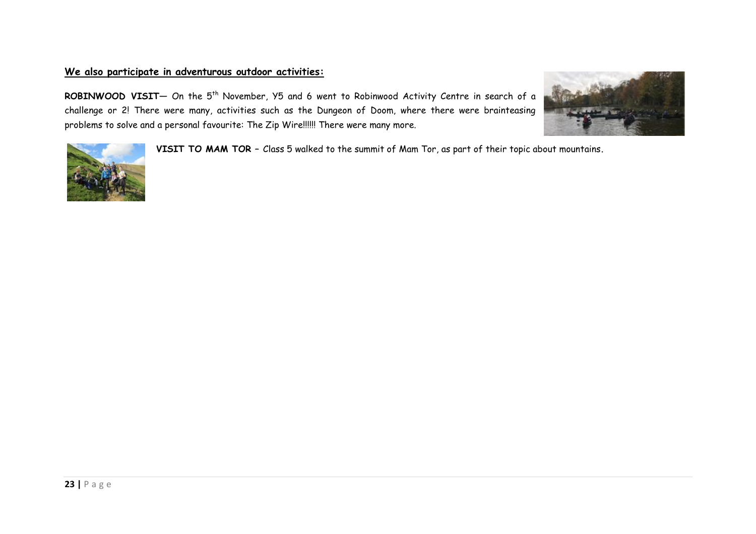**We also participate in adventurous outdoor activities:**

**ROBINWOOD VISIT**— On the 5th November, Y5 and 6 went to Robinwood Activity Centre in search of a challenge or 2! There were many, activities such as the Dungeon of Doom, where there were brainteasing problems to solve and a personal favourite: The Zip Wire!!!!!! There were many more.

**VISIT TO MAM TOR** – Class 5 walked to the summit of Mam Tor, as part of their topic about mountains.